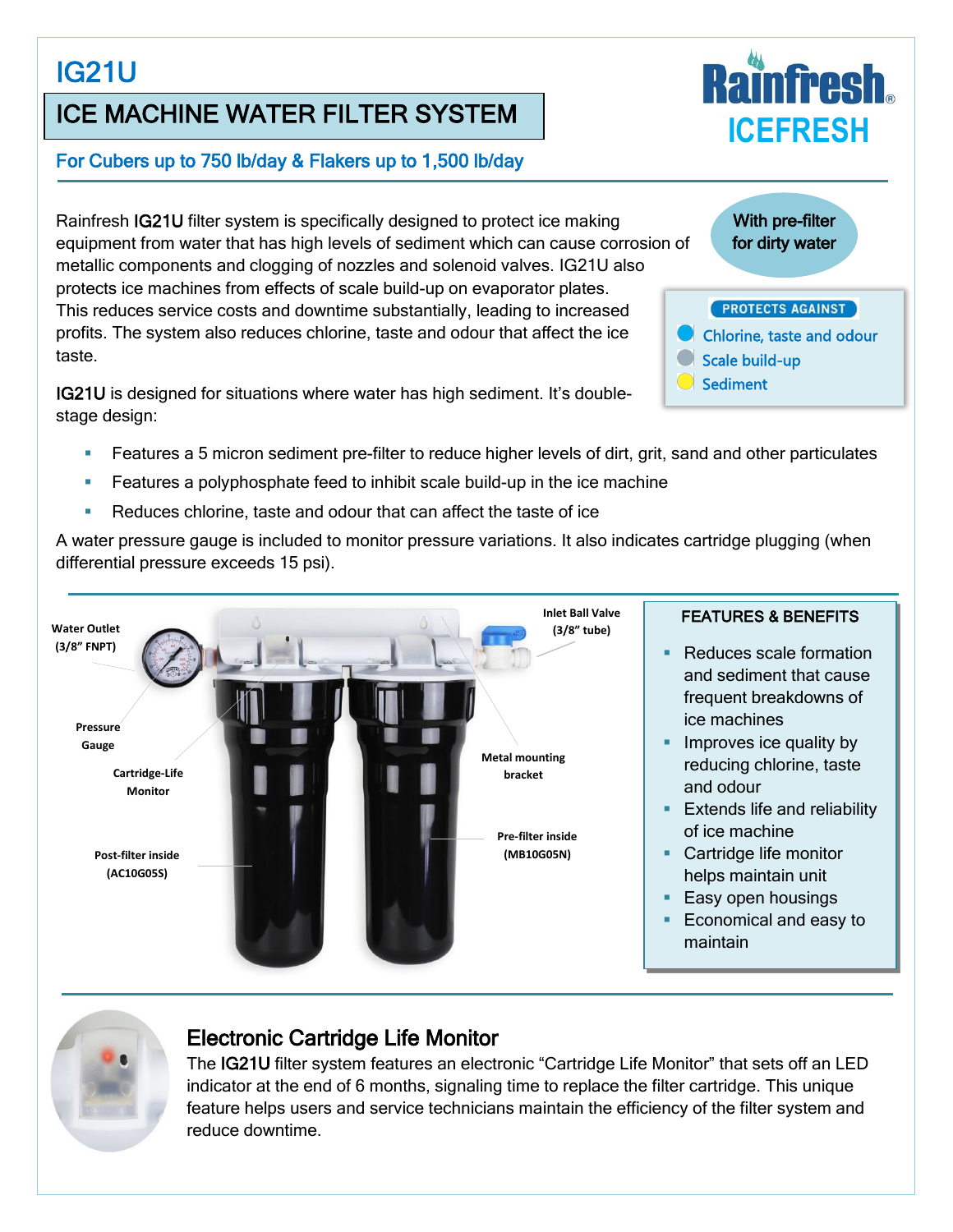# IG21U

## ICE MACHINE WATER FILTER SYSTEM

**For Cubers up to 750 lb/day & Flakers up to 1,500 lb/day**

Rainfresh ICEFRESH

Rainfresh **IG21U** filter system is specifically designed to protect ice making equipment from water that has high levels of sediment which can cause corrosion of metallic components and clogging of nozzles and solenoid valves. IG21U also protects ice machines from effects of scale build-up on evaporator plates. This reduces service costs and downtime substantially, leading to increased profits. The system also reduces chlorine, taste and odour that affect the ice taste.

**With pre-filter for dirty water**

**PROTECTS AGAINST**

- Chlorine, taste and odour
- Scale build-up
- Sediment

**IG21U** is designed for situations where water has high sediment. It's double-stage design:

- Features a 5 micron sediment pre-filter to reduce higher levels of dirt, grit, sand and other particulates
- Features a polyphosphate feed to inhibit scale build-up in the ice machine
- Reduces chlorine, taste and odour that can affect the taste of ice

A water pressure gauge is included to monitor pressure variations. It also indicates cartridge plugging (when differential pressure exceeds 15 psi).

Water Outlet (3/8" FNPT)

Pressure Gauge

Cartridge-Life Monitor

Post-filter inside (AC10G05S)

Inlet Ball Valve (3/8" tube)

Metal mounting bracket

Pre-filter inside (MB10G05N)

### FEATURES & BENEFITS

- Reduces scale formation and sediment that cause frequent breakdowns of ice machines
- Improves ice quality by reducing chlorine, taste and odour
- Extends life and reliability of ice machine
- Cartridge life monitor helps maintain unit
- Easy open housings
- Economical and easy to maintain

## Electronic Cartridge Life Monitor

The **IG21U** filter system features an electronic "Cartridge Life Monitor" that sets off an LED indicator at the end of 6 months, signaling time to replace the filter cartridge. This unique feature helps users and service technicians maintain the efficiency of the filter system and reduce downtime.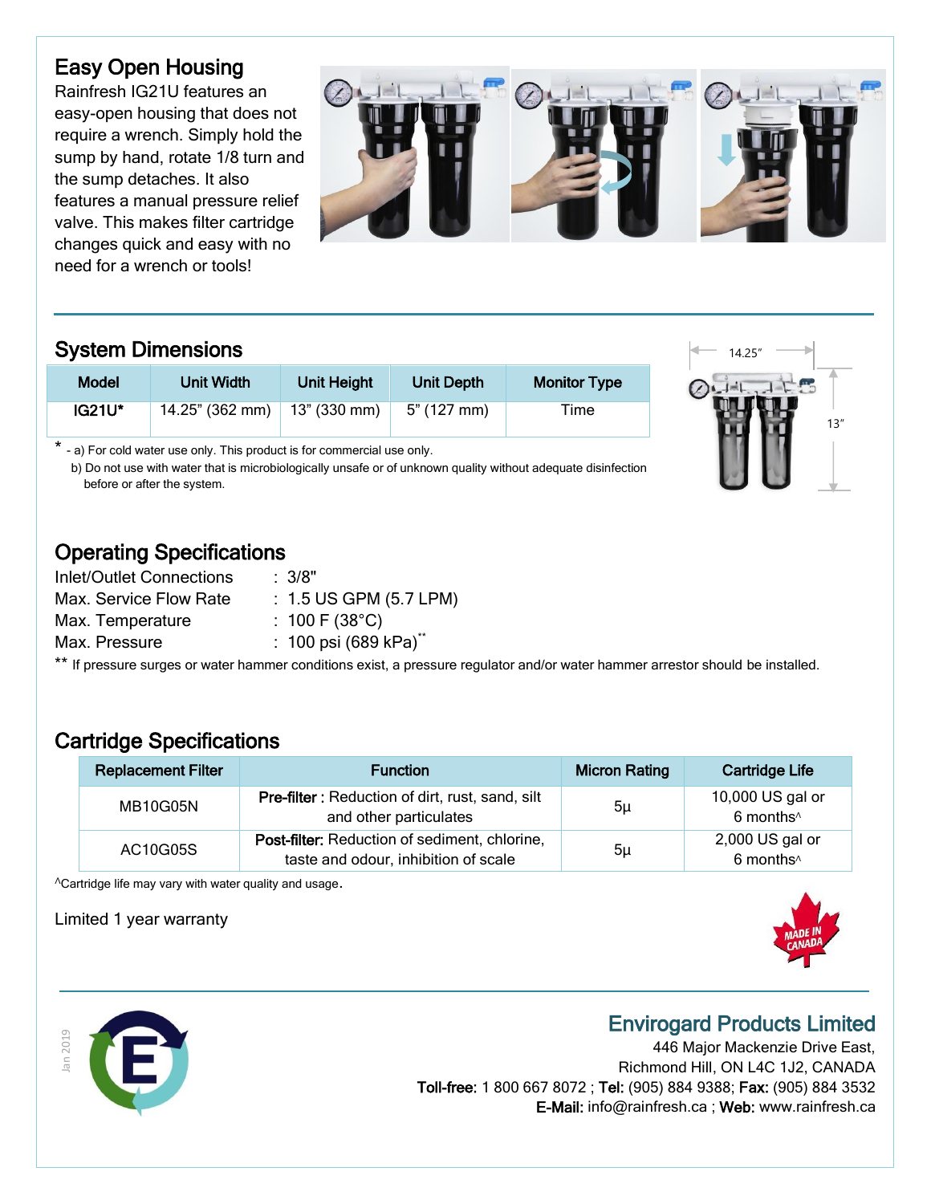## Easy Open Housing

Rainfresh IG21U features an easy-open housing that does not require a wrench. Simply hold the sump by hand, rotate 1/8 turn and the sump detaches. It also features a manual pressure relief valve. This makes filter cartridge changes quick and easy with no need for a wrench or tools!

## System Dimensions

| Model | Unit Width | Unit Height | Unit Depth | Monitor Type |
|---|---|---|---|---|
| IG21U* | 14.25" (362 mm) | 13" (330 mm) | 5" (127 mm) | Time |

* - a) For cold water use only. This product is for commercial use only.
b) Do not use with water that is microbiologically unsafe or of unknown quality without adequate disinfection before or after the system.

14.25"

13"

## Operating Specifications

Inlet/Outlet Connections : 3/8"
Max. Service Flow Rate : 1.5 US GPM (5.7 LPM)
Max. Temperature : 100 F (38°C)
Max. Pressure : 100 psi (689 kPa)**

** If pressure surges or water hammer conditions exist, a pressure regulator and/or water hammer arrestor should be installed.

## Cartridge Specifications

| Replacement Filter | Function | Micron Rating | Cartridge Life |
|---|---|---|---|
| MB10G05N | **Pre-filter** : Reduction of dirt, rust, sand, silt and other particulates | 5µ | 10,000 US gal or 6 months^ |
| AC10G05S | **Post-filter:** Reduction of sediment, chlorine, taste and odour, inhibition of scale | 5µ | 2,000 US gal or 6 months^ |

^Cartridge life may vary with water quality and usage.

Limited 1 year warranty

MADE IN CANADA

Jan 2019

**Envirogard Products Limited**
446 Major Mackenzie Drive East,
Richmond Hill, ON L4C 1J2, CANADA
**Toll-free:** 1 800 667 8072 ; **Tel:** (905) 884 9388; **Fax:** (905) 884 3532
**E-Mail:** info@rainfresh.ca ; **Web:** www.rainfresh.ca